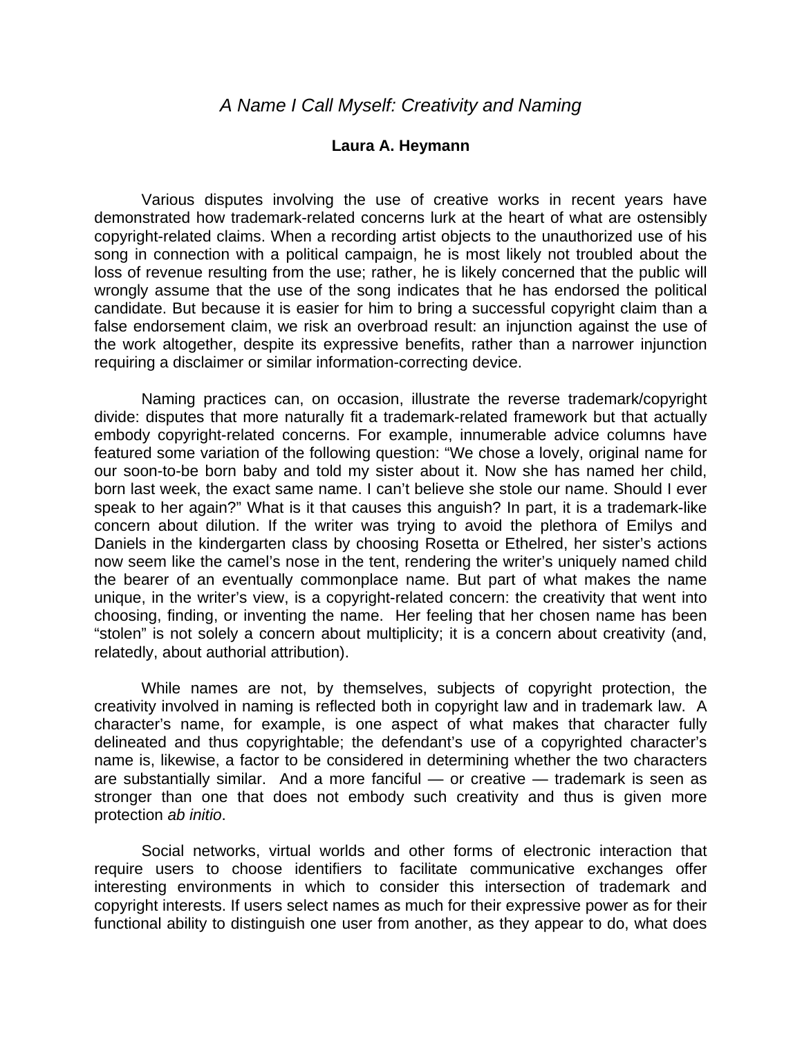# *A Name I Call Myself: Creativity and Naming*

**Laura A. Heymann**

Various disputes involving the use of creative works in recent years have demonstrated how trademark-related concerns lurk at the heart of what are ostensibly copyright-related claims. When a recording artist objects to the unauthorized use of his song in connection with a political campaign, he is most likely not troubled about the loss of revenue resulting from the use; rather, he is likely concerned that the public will wrongly assume that the use of the song indicates that he has endorsed the political candidate. But because it is easier for him to bring a successful copyright claim than a false endorsement claim, we risk an overbroad result: an injunction against the use of the work altogether, despite its expressive benefits, rather than a narrower injunction requiring a disclaimer or similar information-correcting device.

Naming practices can, on occasion, illustrate the reverse trademark/copyright divide: disputes that more naturally fit a trademark-related framework but that actually embody copyright-related concerns. For example, innumerable advice columns have featured some variation of the following question: "We chose a lovely, original name for our soon-to-be born baby and told my sister about it. Now she has named her child, born last week, the exact same name. I can't believe she stole our name. Should I ever speak to her again?" What is it that causes this anguish? In part, it is a trademark-like concern about dilution. If the writer was trying to avoid the plethora of Emilys and Daniels in the kindergarten class by choosing Rosetta or Ethelred, her sister's actions now seem like the camel's nose in the tent, rendering the writer's uniquely named child the bearer of an eventually commonplace name. But part of what makes the name unique, in the writer's view, is a copyright-related concern: the creativity that went into choosing, finding, or inventing the name. Her feeling that her chosen name has been "stolen" is not solely a concern about multiplicity; it is a concern about creativity (and, relatedly, about authorial attribution).

While names are not, by themselves, subjects of copyright protection, the creativity involved in naming is reflected both in copyright law and in trademark law. A character's name, for example, is one aspect of what makes that character fully delineated and thus copyrightable; the defendant's use of a copyrighted character's name is, likewise, a factor to be considered in determining whether the two characters are substantially similar. And a more fanciful — or creative — trademark is seen as stronger than one that does not embody such creativity and thus is given more protection *ab initio*.

Social networks, virtual worlds and other forms of electronic interaction that require users to choose identifiers to facilitate communicative exchanges offer interesting environments in which to consider this intersection of trademark and copyright interests. If users select names as much for their expressive power as for their functional ability to distinguish one user from another, as they appear to do, what does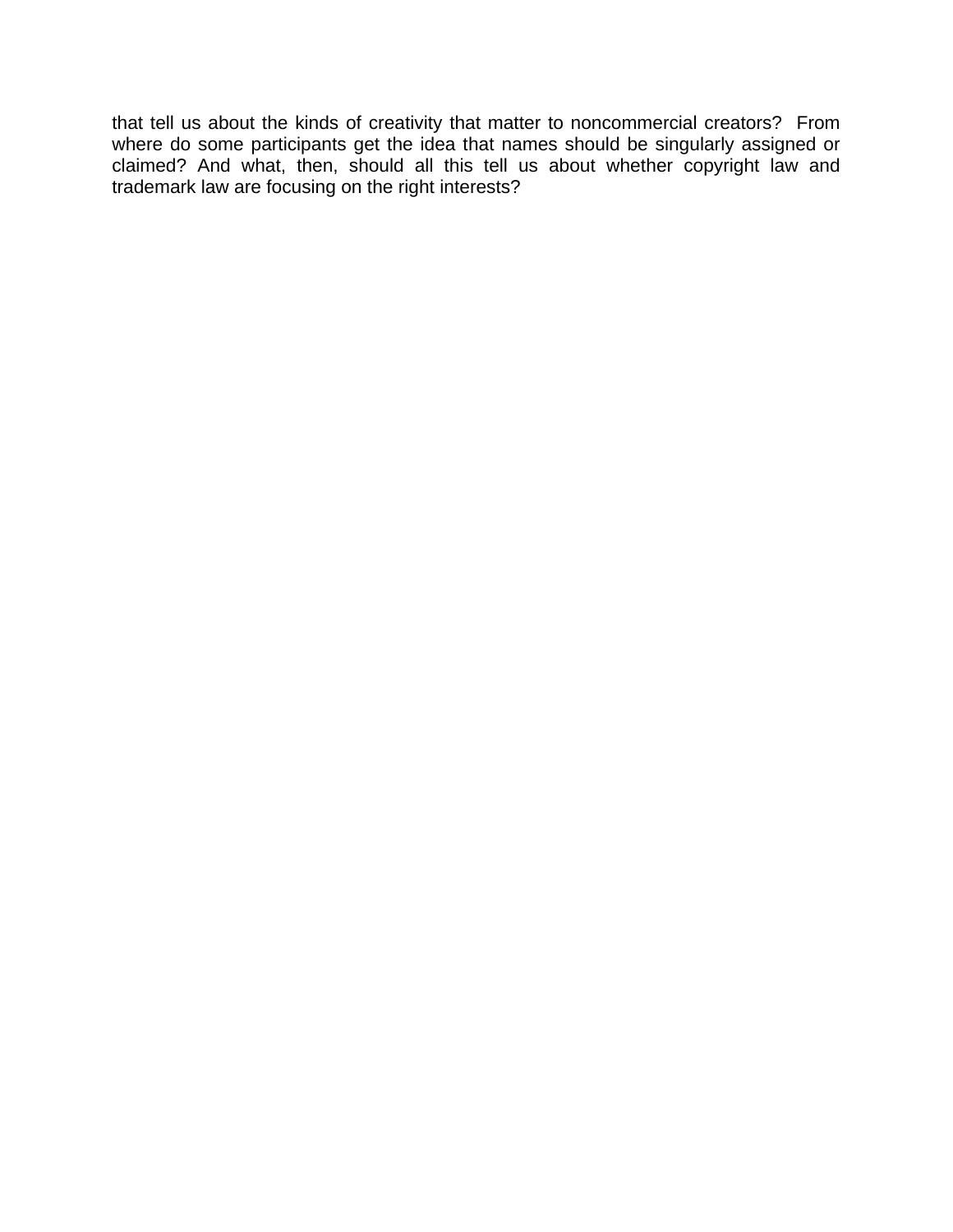that tell us about the kinds of creativity that matter to noncommercial creators? From where do some participants get the idea that names should be singularly assigned or claimed? And what, then, should all this tell us about whether copyright law and trademark law are focusing on the right interests?